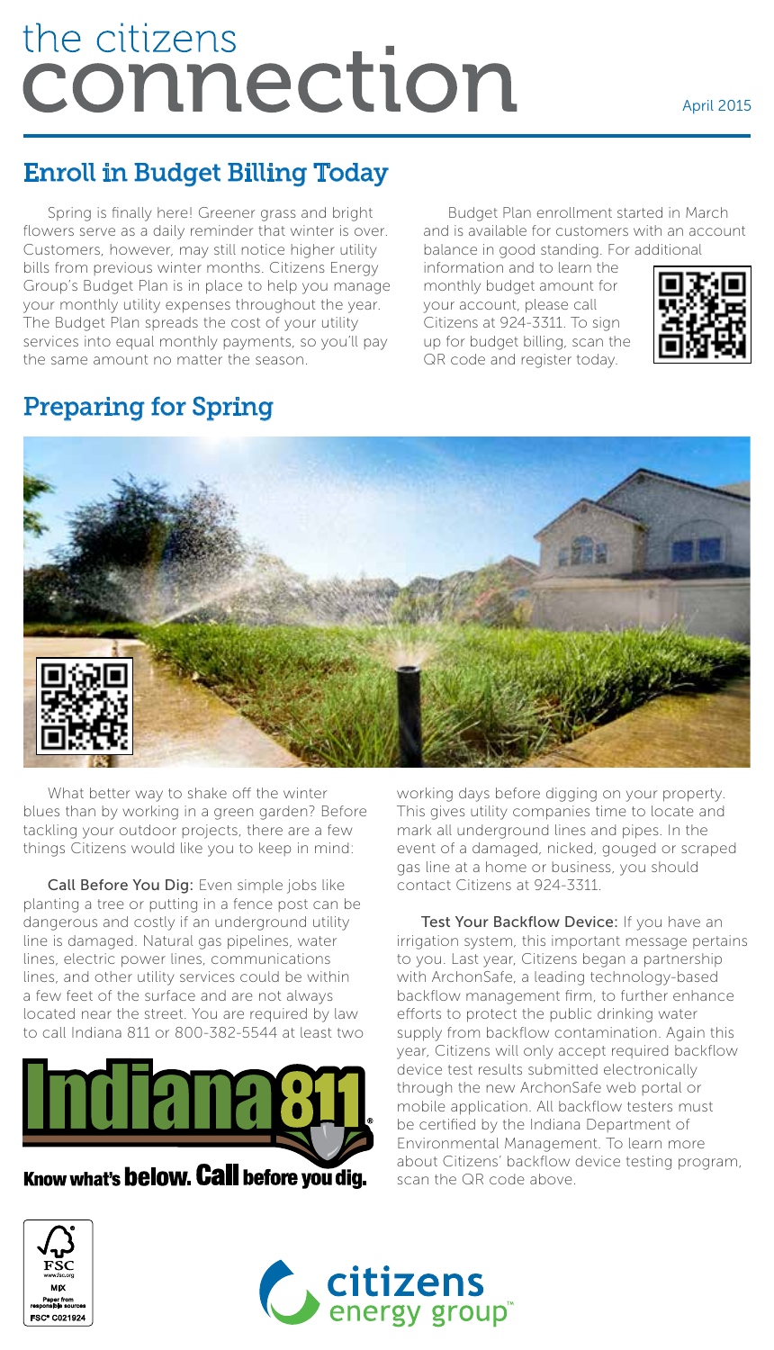# the citizens connection

April 2015

## Enroll in Budget Billing Today

Spring is finally here! Greener grass and bright flowers serve as a daily reminder that winter is over. Customers, however, may still notice higher utility bills from previous winter months. Citizens Energy Group's Budget Plan is in place to help you manage your monthly utility expenses throughout the year. The Budget Plan spreads the cost of your utility services into equal monthly payments, so you'll pay the same amount no matter the season.

Budget Plan enrollment started in March and is available for customers with an account balance in good standing. For additional information and to learn the monthly budget amount for your account, please call Citizens at 924-3311. To sign up for budget billing, scan the QR code and register today.

## Preparing for Spring

What better way to shake off the winter blues than by working in a green garden? Before tackling your outdoor projects, there are a few things Citizens would like you to keep in mind:

**Call Before You Dig:** Even simple jobs like planting a tree or putting in a fence post can be dangerous and costly if an underground utility line is damaged. Natural gas pipelines, water lines, electric power lines, communications lines, and other utility services could be within a few feet of the surface and are not always located near the street. You are required by law to call Indiana 811 or 800-382-5544 at least two working days before digging on your property. This gives utility companies time to locate and mark all underground lines and pipes. In the event of a damaged, nicked, gouged or scraped gas line at a home or business, you should contact Citizens at 924-3311.

Indiana 811 — Know what's below. Call before you dig.

**Test Your Backflow Device:** If you have an irrigation system, this important message pertains to you. Last year, Citizens began a partnership with ArchonSafe, a leading technology-based backflow management firm, to further enhance efforts to protect the public drinking water supply from backflow contamination. Again this year, Citizens will only accept required backflow device test results submitted electronically through the new ArchonSafe web portal or mobile application. All backflow testers must be certified by the Indiana Department of Environmental Management. To learn more about Citizens' backflow device testing program, scan the QR code above.

FSC www.fsc.org MIX Paper from responsible sources FSC® C021924

citizens energy group™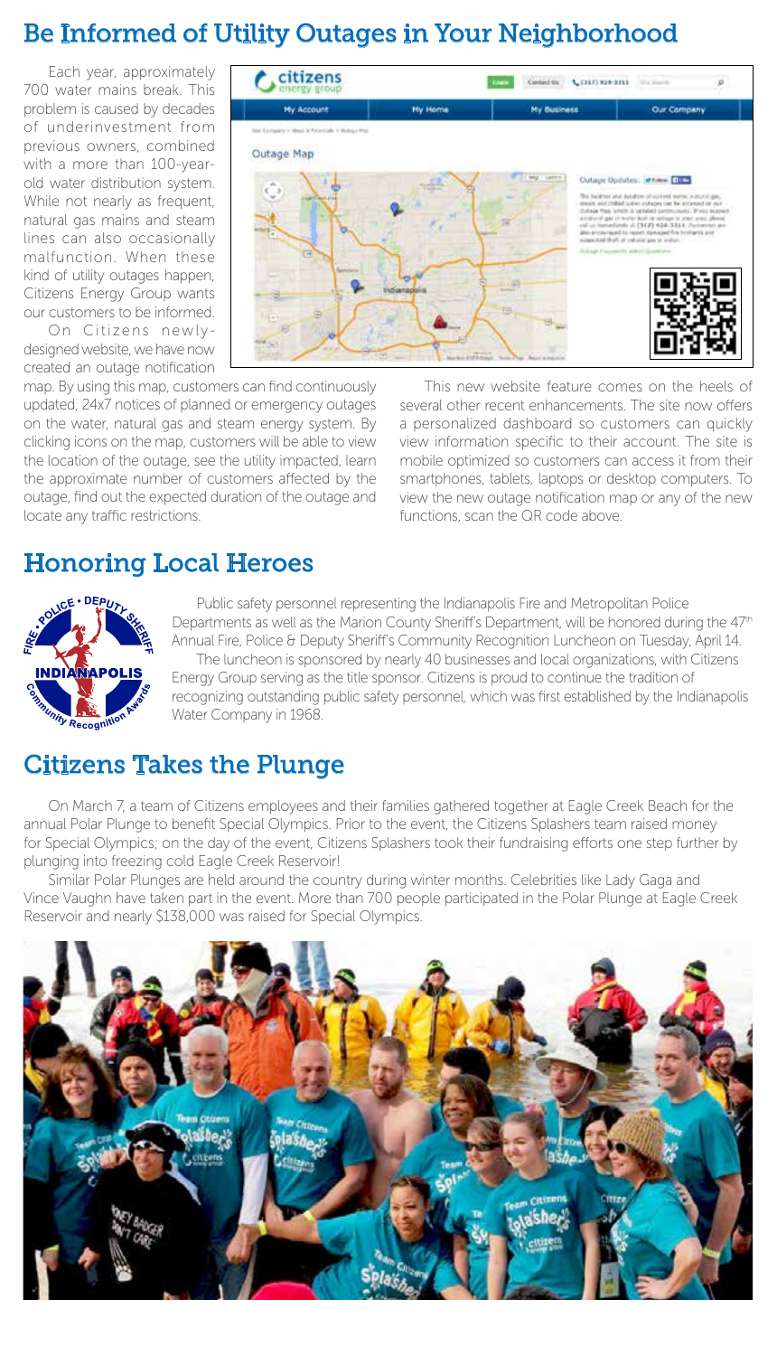## Be Informed of Utility Outages in Your Neighborhood

Each year, approximately 700 water mains break. This problem is caused by decades of underinvestment from previous owners, combined with a more than 100-year-old water distribution system. While not nearly as frequent, natural gas mains and steam lines can also occasionally malfunction. When these kind of utility outages happen, Citizens Energy Group wants our customers to be informed.

On Citizens newly-designed website, we have now created an outage notification map. By using this map, customers can find continuously updated, 24x7 notices of planned or emergency outages on the water, natural gas and steam energy system. By clicking icons on the map, customers will be able to view the location of the outage, see the utility impacted, learn the approximate number of customers affected by the outage, find out the expected duration of the outage and locate any traffic restrictions.

This new website feature comes on the heels of several other recent enhancements. The site now offers a personalized dashboard so customers can quickly view information specific to their account. The site is mobile optimized so customers can access it from their smartphones, tablets, laptops or desktop computers. To view the new outage notification map or any of the new functions, scan the QR code above.

## Honoring Local Heroes

Public safety personnel representing the Indianapolis Fire and Metropolitan Police Departments as well as the Marion County Sheriff's Department, will be honored during the 47th Annual Fire, Police & Deputy Sheriff's Community Recognition Luncheon on Tuesday, April 14.

The luncheon is sponsored by nearly 40 businesses and local organizations, with Citizens Energy Group serving as the title sponsor. Citizens is proud to continue the tradition of recognizing outstanding public safety personnel, which was first established by the Indianapolis Water Company in 1968.

## Citizens Takes the Plunge

On March 7, a team of Citizens employees and their families gathered together at Eagle Creek Beach for the annual Polar Plunge to benefit Special Olympics. Prior to the event, the Citizens Splashers team raised money for Special Olympics; on the day of the event, Citizens Splashers took their fundraising efforts one step further by plunging into freezing cold Eagle Creek Reservoir!

Similar Polar Plunges are held around the country during winter months. Celebrities like Lady Gaga and Vince Vaughn have taken part in the event. More than 700 people participated in the Polar Plunge at Eagle Creek Reservoir and nearly $138,000 was raised for Special Olympics.